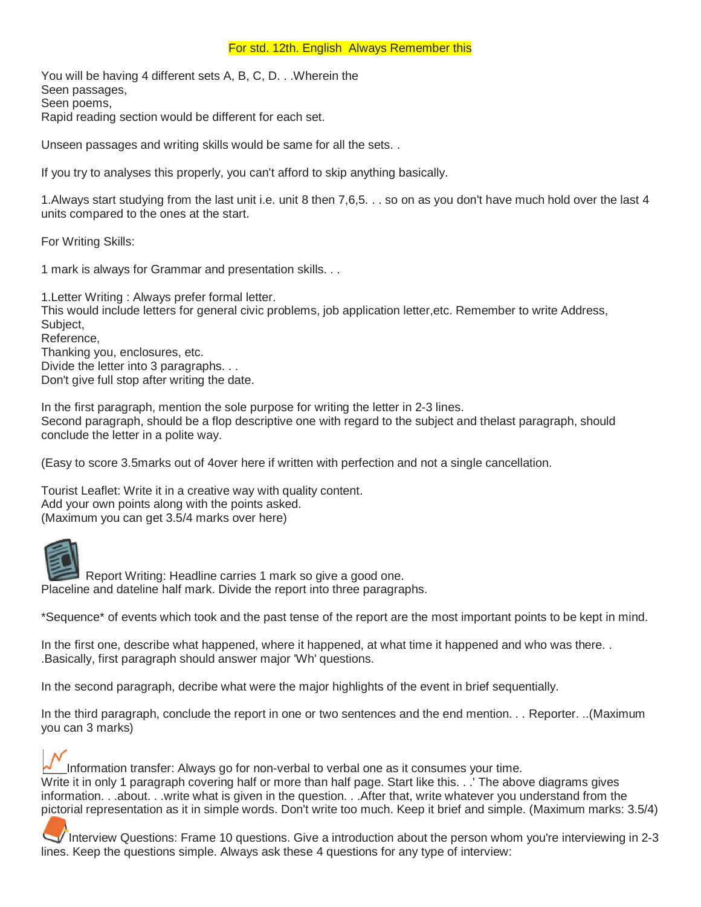For std. 12th. English Always Remember this

You will be having 4 different sets A, B, C, D. . .Wherein the
Seen passages,
Seen poems,
Rapid reading section would be different for each set.

Unseen passages and writing skills would be same for all the sets. .

If you try to analyses this properly, you can't afford to skip anything basically.

1.Always start studying from the last unit i.e. unit 8 then 7,6,5. . . so on as you don't have much hold over the last 4 units compared to the ones at the start.

For Writing Skills:

1 mark is always for Grammar and presentation skills. . .

1.Letter Writing : Always prefer formal letter.
This would include letters for general civic problems, job application letter,etc. Remember to write Address,
Subject,
Reference,
Thanking you, enclosures, etc.
Divide the letter into 3 paragraphs. . .
Don't give full stop after writing the date.

In the first paragraph, mention the sole purpose for writing the letter in 2-3 lines.
Second paragraph, should be a flop descriptive one with regard to the subject and thelast paragraph, should conclude the letter in a polite way.

(Easy to score 3.5marks out of 4over here if written with perfection and not a single cancellation.

Tourist Leaflet: Write it in a creative way with quality content.
Add your own points along with the points asked.
(Maximum you can get 3.5/4 marks over here)

Report Writing: Headline carries 1 mark so give a good one.
Placeline and dateline half mark. Divide the report into three paragraphs.

*Sequence* of events which took and the past tense of the report are the most important points to be kept in mind.

In the first one, describe what happened, where it happened, at what time it happened and who was there. . .Basically, first paragraph should answer major 'Wh' questions.

In the second paragraph, decribe what were the major highlights of the event in brief sequentially.

In the third paragraph, conclude the report in one or two sentences and the end mention. . . Reporter. ..(Maximum you can 3 marks)

Information transfer: Always go for non-verbal to verbal one as it consumes your time.
Write it in only 1 paragraph covering half or more than half page. Start like this. . .' The above diagrams gives information. . .about. . .write what is given in the question. . .After that, write whatever you understand from the pictorial representation as it in simple words. Don't write too much. Keep it brief and simple. (Maximum marks: 3.5/4)

Interview Questions: Frame 10 questions. Give a introduction about the person whom you're interviewing in 2-3 lines. Keep the questions simple. Always ask these 4 questions for any type of interview: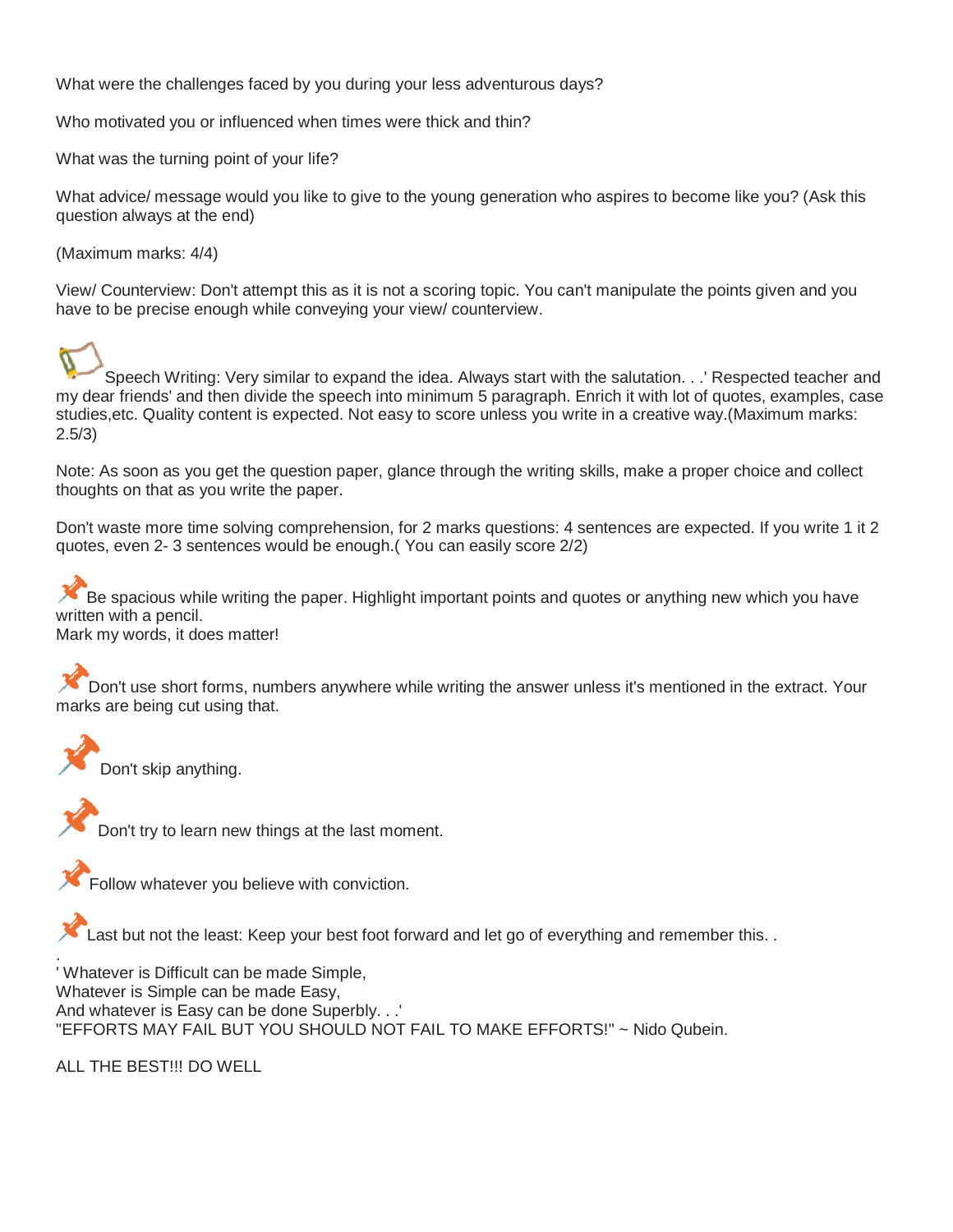What were the challenges faced by you during your less adventurous days?

Who motivated you or influenced when times were thick and thin?

What was the turning point of your life?

What advice/ message would you like to give to the young generation who aspires to become like you? (Ask this question always at the end)

(Maximum marks: 4/4)

View/ Counterview: Don't attempt this as it is not a scoring topic. You can't manipulate the points given and you have to be precise enough while conveying your view/ counterview.

Speech Writing: Very similar to expand the idea. Always start with the salutation. . .' Respected teacher and my dear friends' and then divide the speech into minimum 5 paragraph. Enrich it with lot of quotes, examples, case studies,etc. Quality content is expected. Not easy to score unless you write in a creative way.(Maximum marks: 2.5/3)

Note: As soon as you get the question paper, glance through the writing skills, make a proper choice and collect thoughts on that as you write the paper.

Don't waste more time solving comprehension, for 2 marks questions: 4 sentences are expected. If you write 1 it 2 quotes, even 2- 3 sentences would be enough.( You can easily score 2/2)

Be spacious while writing the paper. Highlight important points and quotes or anything new which you have written with a pencil.
Mark my words, it does matter!

Don't use short forms, numbers anywhere while writing the answer unless it's mentioned in the extract. Your marks are being cut using that.

Don't skip anything.

Don't try to learn new things at the last moment.

Follow whatever you believe with conviction.

Last but not the least: Keep your best foot forward and let go of everything and remember this. .
.
' Whatever is Difficult can be made Simple,
Whatever is Simple can be made Easy,
And whatever is Easy can be done Superbly. . .'
"EFFORTS MAY FAIL BUT YOU SHOULD NOT FAIL TO MAKE EFFORTS!" ~ Nido Qubein.

ALL THE BEST!!! DO WELL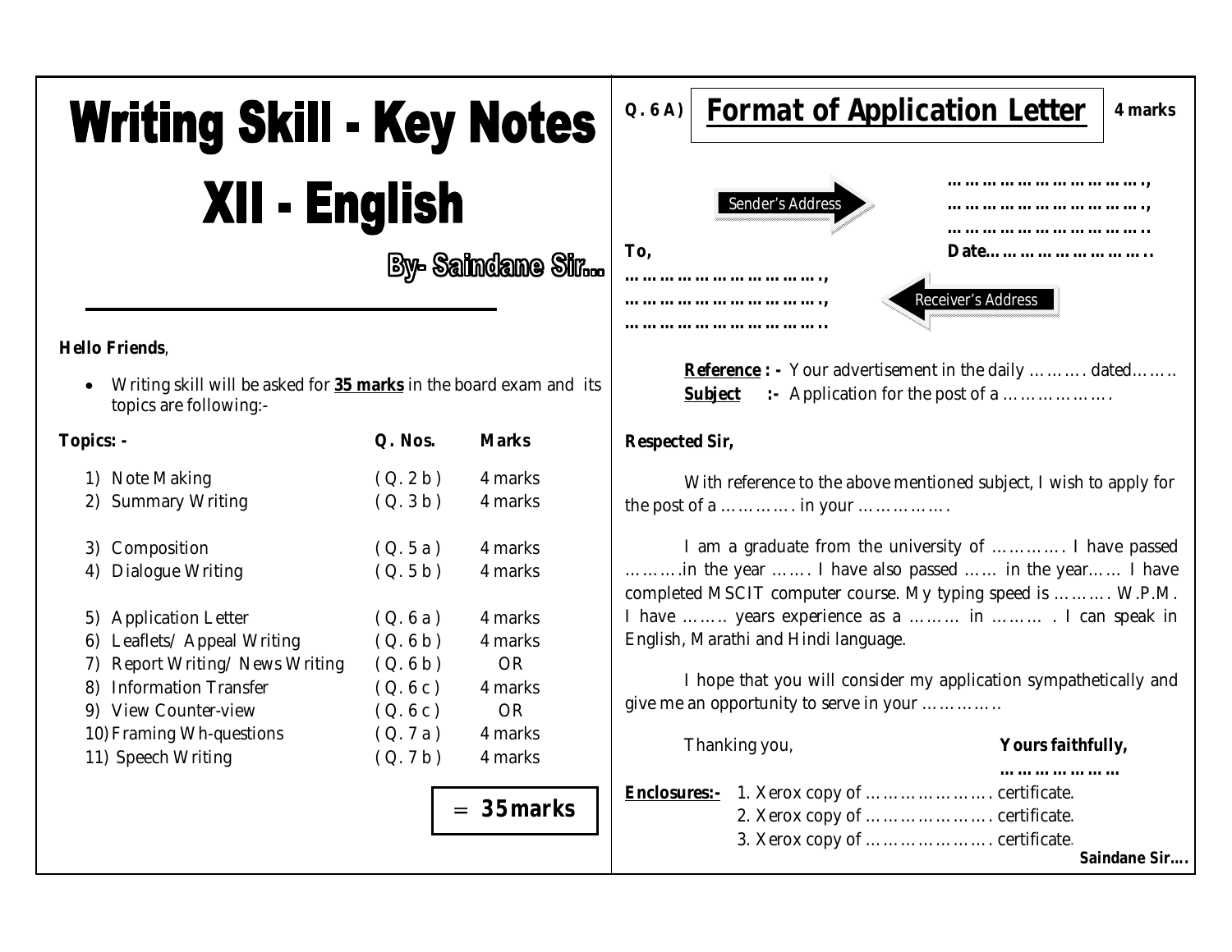# Writing Skill - Key Notes

# XII - English

**By- Saindane Sir...**

**Hello Friends**,

- Writing skill will be asked for **<u>35 marks</u>** in the board exam and its topics are following:-

| **Topics: -** | **Q. Nos.** | **Marks** |
|---|---|---|
| 1) Note Making | ( Q. 2 b ) | 4 marks |
| 2) Summary Writing | ( Q. 3 b ) | 4 marks |
| 3) Composition | ( Q. 5 a ) | 4 marks |
| 4) Dialogue Writing | ( Q. 5 b ) | 4 marks |
| 5) Application Letter | ( Q. 6 a ) | 4 marks |
| 6) Leaflets/ Appeal Writing | ( Q. 6 b ) | 4 marks |
| 7) Report Writing/ News Writing | ( Q. 6 b ) | OR |
| 8) Information Transfer | ( Q. 6 c ) | 4 marks |
| 9) View Counter-view | ( Q. 6 c ) | OR |
| 10) Framing Wh-questions | ( Q. 7 a ) | 4 marks |
| 11) Speech Writing | ( Q. 7 b ) | 4 marks |

**= 35 marks**

---

**Q. 6 A)** **<u>Format of Application Letter</u>** **4 marks**

Sender's Address →

………………………………,
………………………………,
………………………………..
**Date…………………………..**

**To,**
………………………………,
………………………………,
………………………………..

← Receiver's Address

**<u>Reference</u> : -** Your advertisement in the daily ………. dated………
**<u>Subject</u> :-** Application for the post of a ……………….

**Respected Sir,**

With reference to the above mentioned subject, I wish to apply for the post of a …………. in your …………….

I am a graduate from the university of …………. I have passed ……….in the year ……. I have also passed …… in the year…… I have completed MSCIT computer course. My typing speed is ………. W.P.M. I have ……… years experience as a ……… in ……… . I can speak in English, Marathi and Hindi language.

I hope that you will consider my application sympathetically and give me an opportunity to serve in your ……………

Thanking you,

**Yours faithfully,**
**…………………**

**<u>Enclosures:-</u>**
1. Xerox copy of …………………. certificate.
2. Xerox copy of …………………. certificate.
3. Xerox copy of …………………. certificate.

**Saindane Sir….**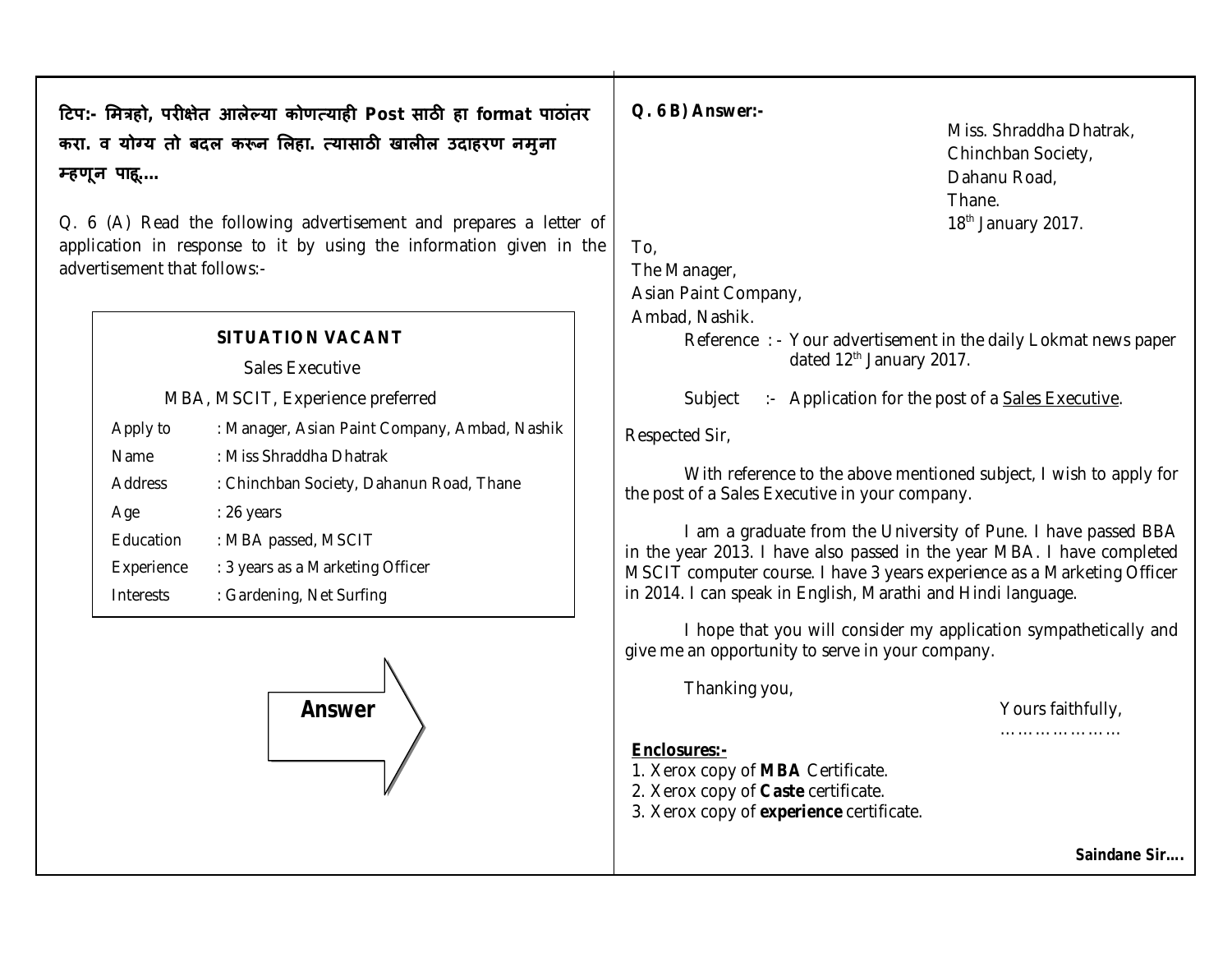**टिप:- मित्रहो, परीक्षेत आलेल्या कोणत्याही Post साठी हा format पाठांतर करा. व योग्य तो बदल करून लिहा. त्यासाठी खालील उदाहरण नमुना म्हणून पाहू....**

Q. 6 (A) Read the following advertisement and prepares a letter of application in response to it by using the information given in the advertisement that follows:-

**SITUATION VACANT**

Sales Executive

MBA, MSCIT, Experience preferred

| | |
|---|---|
| Apply to | : Manager, Asian Paint Company, Ambad, Nashik |
| Name | : Miss Shraddha Dhatrak |
| Address | : Chinchban Society, Dahanun Road, Thane |
| Age | : 26 years |
| Education | : MBA passed, MSCIT |
| Experience | : 3 years as a Marketing Officer |
| Interests | : Gardening, Net Surfing |

**Answer**

**Q. 6 B) Answer:-**

Miss. Shraddha Dhatrak,
Chinchban Society,
Dahanu Road,
Thane.
18th January 2017.

To,
The Manager,
Asian Paint Company,
Ambad, Nashik.

Reference : - Your advertisement in the daily Lokmat news paper dated 12th January 2017.

Subject :- Application for the post of a Sales Executive.

Respected Sir,

With reference to the above mentioned subject, I wish to apply for the post of a Sales Executive in your company.

I am a graduate from the University of Pune. I have passed BBA in the year 2013. I have also passed in the year MBA. I have completed MSCIT computer course. I have 3 years experience as a Marketing Officer in 2014. I can speak in English, Marathi and Hindi language.

I hope that you will consider my application sympathetically and give me an opportunity to serve in your company.

Thanking you,

Yours faithfully,
…………………

**Enclosures:-**

1. Xerox copy of **MBA** Certificate.
2. Xerox copy of **Caste** certificate.
3. Xerox copy of **experience** certificate.

**Saindane Sir….**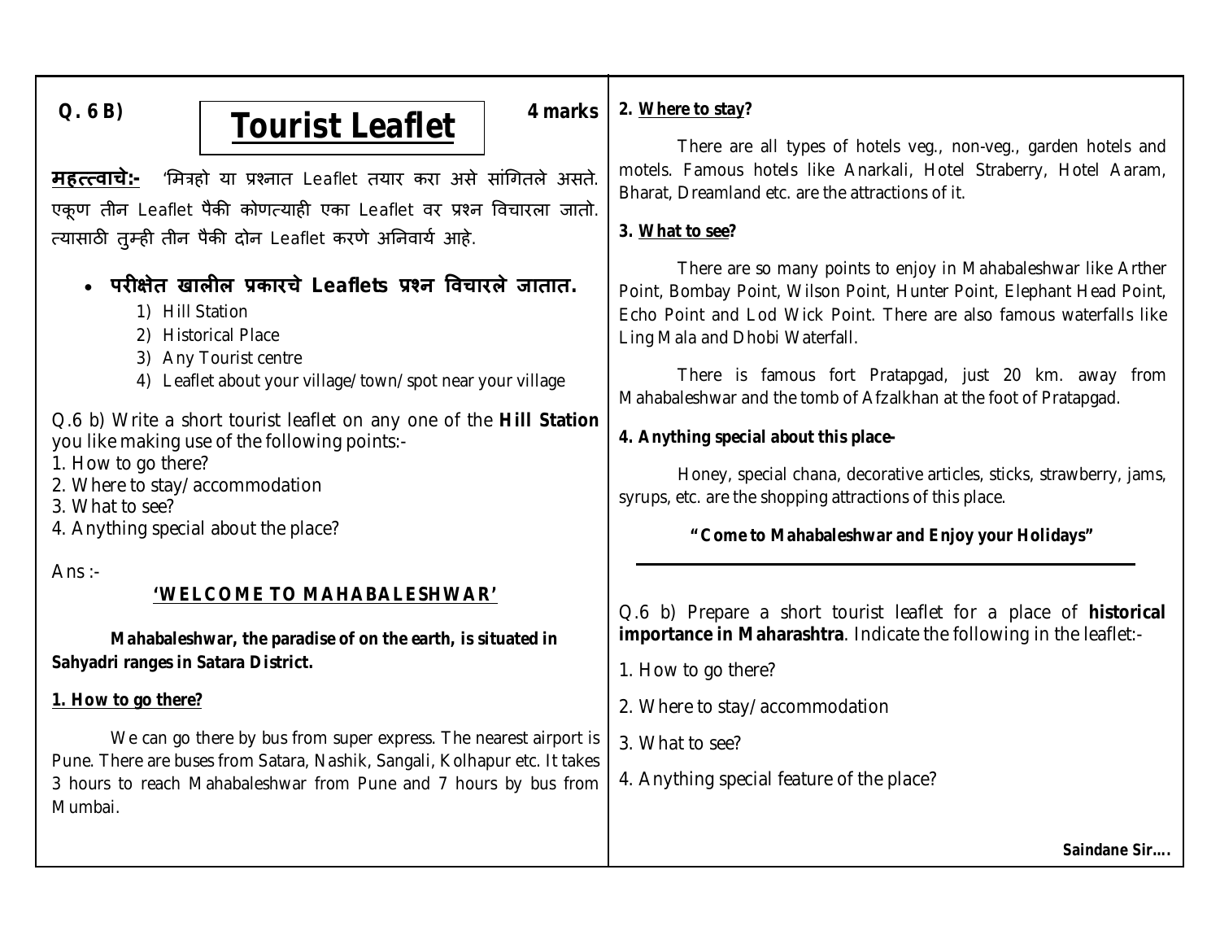**Q. 6 B)**

# Tourist Leaflet

**4 marks**

**महत्त्वाचे:-** 'मित्रहो या प्रश्नात Leaflet तयार करा असे सांगितले असते. एकूण तीन Leaflet पैकी कोणत्याही एका Leaflet वर प्रश्न विचारला जातो. त्यासाठी तुम्ही तीन पैकी दोन Leaflet करणे अनिवार्य आहे.

- **परीक्षेत खालील प्रकारचे Leaflets प्रश्न विचारले जातात.**
  1) Hill Station
  2) Historical Place
  3) Any Tourist centre
  4) Leaflet about your village/town/spot near your village

Q.6 b) Write a short tourist leaflet on any one of the **Hill Station** you like making use of the following points:-
1. How to go there?
2. Where to stay/accommodation
3. What to see?
4. Anything special about the place?

Ans :-

**'WELCOME TO MAHABALESHWAR'**

**Mahabaleshwar, the paradise of on the earth, is situated in Sahyadri ranges in Satara District.**

**1. How to go there?**

We can go there by bus from super express. The nearest airport is Pune. There are buses from Satara, Nashik, Sangali, Kolhapur etc. It takes 3 hours to reach Mahabaleshwar from Pune and 7 hours by bus from Mumbai.

**2. Where to stay?**

There are all types of hotels veg., non-veg., garden hotels and motels. Famous hotels like Anarkali, Hotel Straberry, Hotel Aaram, Bharat, Dreamland etc. are the attractions of it.

**3. What to see?**

There are so many points to enjoy in Mahabaleshwar like Arther Point, Bombay Point, Wilson Point, Hunter Point, Elephant Head Point, Echo Point and Lod Wick Point. There are also famous waterfalls like Ling Mala and Dhobi Waterfall.

There is famous fort Pratapgad, just 20 km. away from Mahabaleshwar and the tomb of Afzalkhan at the foot of Pratapgad.

**4. Anything special about this place-**

Honey, special chana, decorative articles, sticks, strawberry, jams, syrups, etc. are the shopping attractions of this place.

**"Come to Mahabaleshwar and Enjoy your Holidays"**

---

Q.6 b) Prepare a short tourist leaflet for a place of **historical importance in Maharashtra**. Indicate the following in the leaflet:-

1. How to go there?
2. Where to stay/accommodation
3. What to see?
4. Anything special feature of the place?

**Saindane Sir....**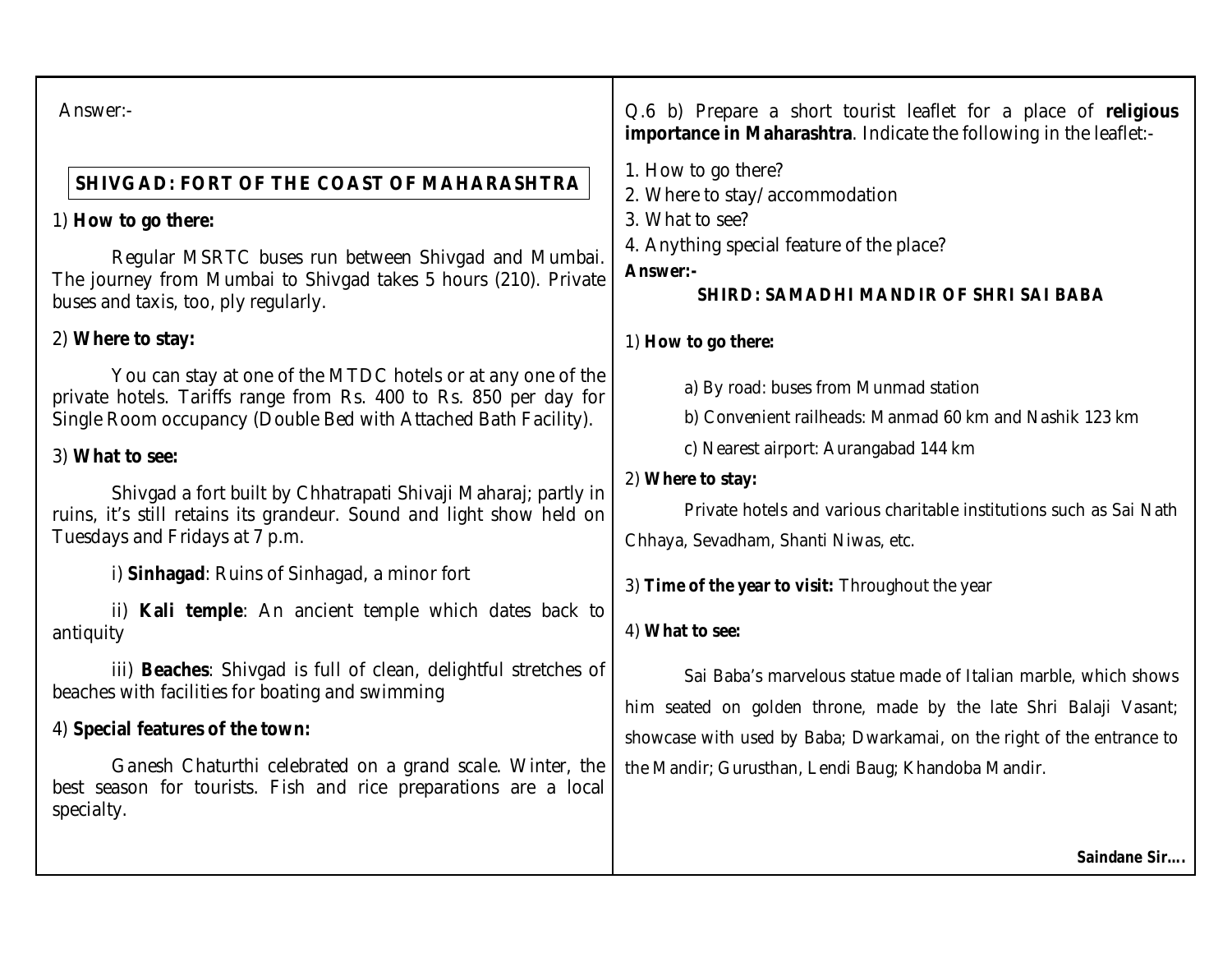Answer:-

**SHIVGAD: FORT OF THE COAST OF MAHARASHTRA**

1) **How to go there:**

Regular MSRTC buses run between Shivgad and Mumbai. The journey from Mumbai to Shivgad takes 5 hours (210). Private buses and taxis, too, ply regularly.

2) **Where to stay:**

You can stay at one of the MTDC hotels or at any one of the private hotels. Tariffs range from Rs. 400 to Rs. 850 per day for Single Room occupancy (Double Bed with Attached Bath Facility).

3) **What to see:**

Shivgad a fort built by Chhatrapati Shivaji Maharaj; partly in ruins, it's still retains its grandeur. Sound and light show held on Tuesdays and Fridays at 7 p.m.

i) **Sinhagad**: Ruins of Sinhagad, a minor fort

ii) **Kali temple**: An ancient temple which dates back to antiquity

iii) **Beaches**: Shivgad is full of clean, delightful stretches of beaches with facilities for boating and swimming

4) **Special features of the town:**

Ganesh Chaturthi celebrated on a grand scale. Winter, the best season for tourists. Fish and rice preparations are a local specialty.

Q.6 b) Prepare a short tourist leaflet for a place of **religious importance in Maharashtra**. Indicate the following in the leaflet:-

1. How to go there?
2. Where to stay/accommodation
3. What to see?
4. Anything special feature of the place?

**Answer:-**

**SHIRD: SAMADHI MANDIR OF SHRI SAI BABA**

1) **How to go there:**

a) By road: buses from Munmad station

b) Convenient railheads: Manmad 60 km and Nashik 123 km

c) Nearest airport: Aurangabad 144 km

2) **Where to stay:**

Private hotels and various charitable institutions such as Sai Nath Chhaya, Sevadham, Shanti Niwas, etc.

3) **Time of the year to visit:** Throughout the year

4) **What to see:**

Sai Baba's marvelous statue made of Italian marble, which shows him seated on golden throne, made by the late Shri Balaji Vasant; showcase with used by Baba; Dwarkamai, on the right of the entrance to the Mandir; Gurusthan, Lendi Baug; Khandoba Mandir.

**Saindane Sir….**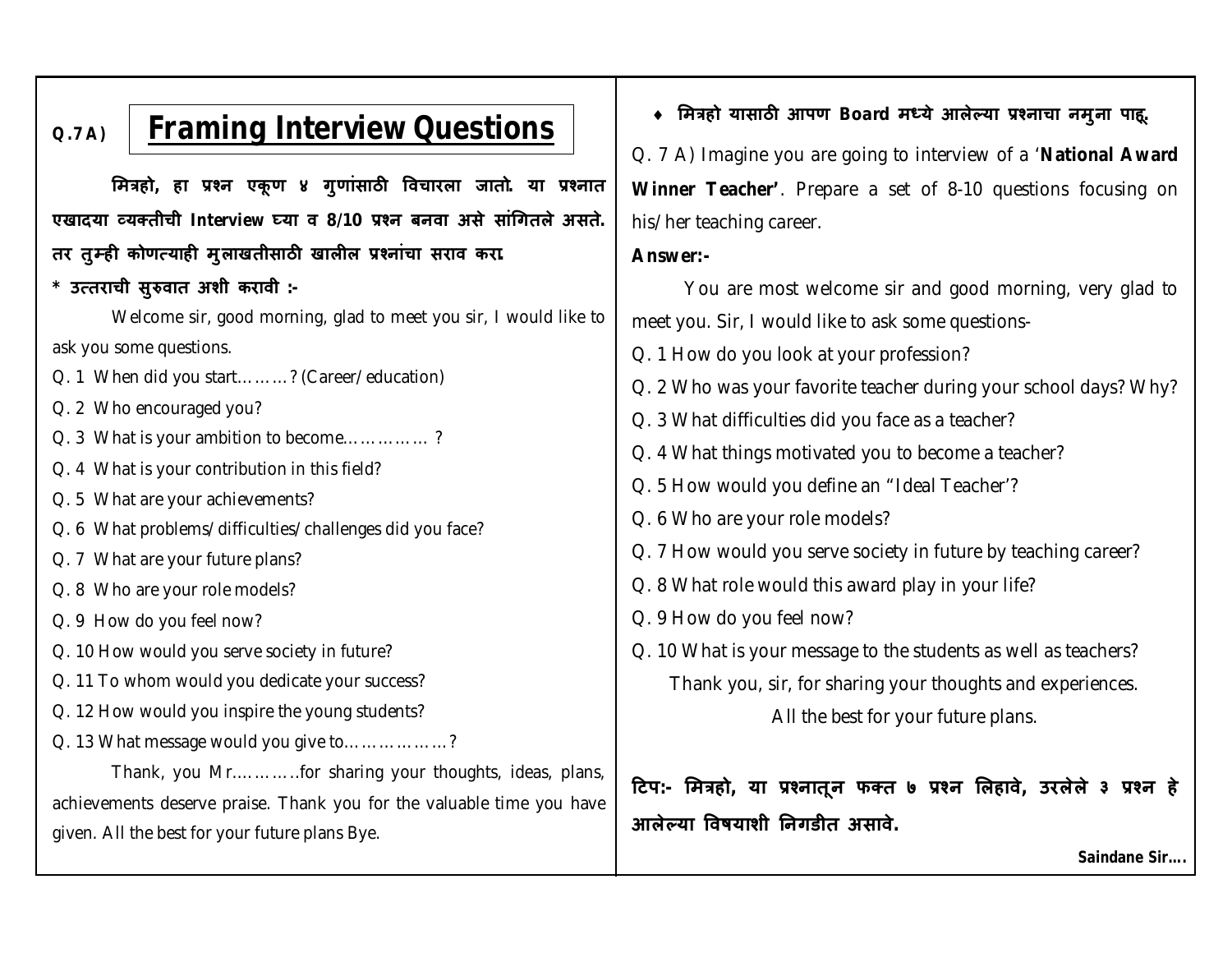## Q.7 A) Framing Interview Questions

**मित्रहो, हा प्रश्न एकूण ४ गुणांसाठी विचारला जातो. या प्रश्नात एखादया व्यक्तीची Interview घ्या व 8/10 प्रश्न बनवा असे सांगितले असते. तर तुम्ही कोणत्याही मुलाखतीसाठी खालील प्रश्नांचा सराव करा.**

**\* उत्तराची सुरुवात अशी करावी :-**

Welcome sir, good morning, glad to meet you sir, I would like to ask you some questions.

Q. 1 When did you start………? (Career/education)

Q. 2 Who encouraged you?

Q. 3 What is your ambition to become…………… ?

Q. 4 What is your contribution in this field?

Q. 5 What are your achievements?

Q. 6 What problems/difficulties/challenges did you face?

Q. 7 What are your future plans?

Q. 8 Who are your role models?

Q. 9 How do you feel now?

Q. 10 How would you serve society in future?

Q. 11 To whom would you dedicate your success?

Q. 12 How would you inspire the young students?

Q. 13 What message would you give to………………?

Thank, you Mr…………for sharing your thoughts, ideas, plans, achievements deserve praise. Thank you for the valuable time you have given. All the best for your future plans Bye.

- **मित्रहो यासाठी आपण Board मध्ये आलेल्या प्रश्नाचा नमुना पाहू.**

Q. 7 A) Imagine you are going to interview of a '**National Award Winner Teacher'**. Prepare a set of 8-10 questions focusing on his/her teaching career.

**Answer:-**

You are most welcome sir and good morning, very glad to meet you. Sir, I would like to ask some questions-

Q. 1 How do you look at your profession?

Q. 2 Who was your favorite teacher during your school days? Why?

Q. 3 What difficulties did you face as a teacher?

Q. 4 What things motivated you to become a teacher?

Q. 5 How would you define an "Ideal Teacher'?

Q. 6 Who are your role models?

Q. 7 How would you serve society in future by teaching career?

Q. 8 What role would this award play in your life?

Q. 9 How do you feel now?

Q. 10 What is your message to the students as well as teachers?

Thank you, sir, for sharing your thoughts and experiences.

All the best for your future plans.

**टिप:- मित्रहो, या प्रश्नातून फक्त ७ प्रश्न लिहावे, उरलेले ३ प्रश्न हे आलेल्या विषयाशी निगडीत असावे.**

**Saindane Sir….**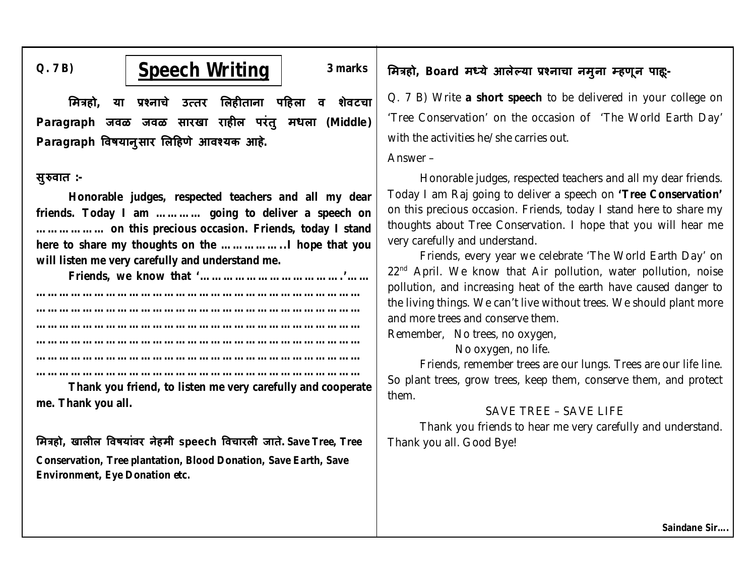**Q. 7 B)**

## Speech Writing

**3 marks**

**मित्रहो, या प्रश्नाचे उत्तर लिहीताना पहिला व शेवटचा Paragraph जवळ जवळ सारखा राहील परंतु मधला (Middle) Paragraph विषयानुसार लिहिणे आवश्यक आहे.**

**सुरुवात :-**

**Honorable judges, respected teachers and all my dear friends. Today I am ………… going to deliver a speech on ……………… on this precious occasion. Friends, today I stand here to share my thoughts on the ……………..I hope that you will listen me very carefully and understand me.**

**Friends, we know that '……………………………….'……**

**…………………………………………………………………………**

**…………………………………………………………………………**

**…………………………………………………………………………**

**…………………………………………………………………………**

**…………………………………………………………………………**

**…………………………………………………………………………**

**Thank you friend, to listen me very carefully and cooperate me. Thank you all.**

**मित्रहो, खालील विषयांवर नेहमी speech विचारली जाते. Save Tree, Tree Conservation, Tree plantation, Blood Donation, Save Earth, Save Environment, Eye Donation etc.**

**मित्रहो, Board मध्ये आलेल्या प्रश्नाचा नमुना म्हणून पाहू:-**

Q. 7 B) Write **a short speech** to be delivered in your college on 'Tree Conservation' on the occasion of 'The World Earth Day' with the activities he/she carries out.

Answer –

Honorable judges, respected teachers and all my dear friends. Today I am Raj going to deliver a speech on **'Tree Conservation'** on this precious occasion. Friends, today I stand here to share my thoughts about Tree Conservation. I hope that you will hear me very carefully and understand.

Friends, every year we celebrate 'The World Earth Day' on 22nd April. We know that Air pollution, water pollution, noise pollution, and increasing heat of the earth have caused danger to the living things. We can't live without trees. We should plant more and more trees and conserve them.

Remember, No trees, no oxygen,
No oxygen, no life.

Friends, remember trees are our lungs. Trees are our life line. So plant trees, grow trees, keep them, conserve them, and protect them.

SAVE TREE – SAVE LIFE

Thank you friends to hear me very carefully and understand. Thank you all. Good Bye!

**Saindane Sir….**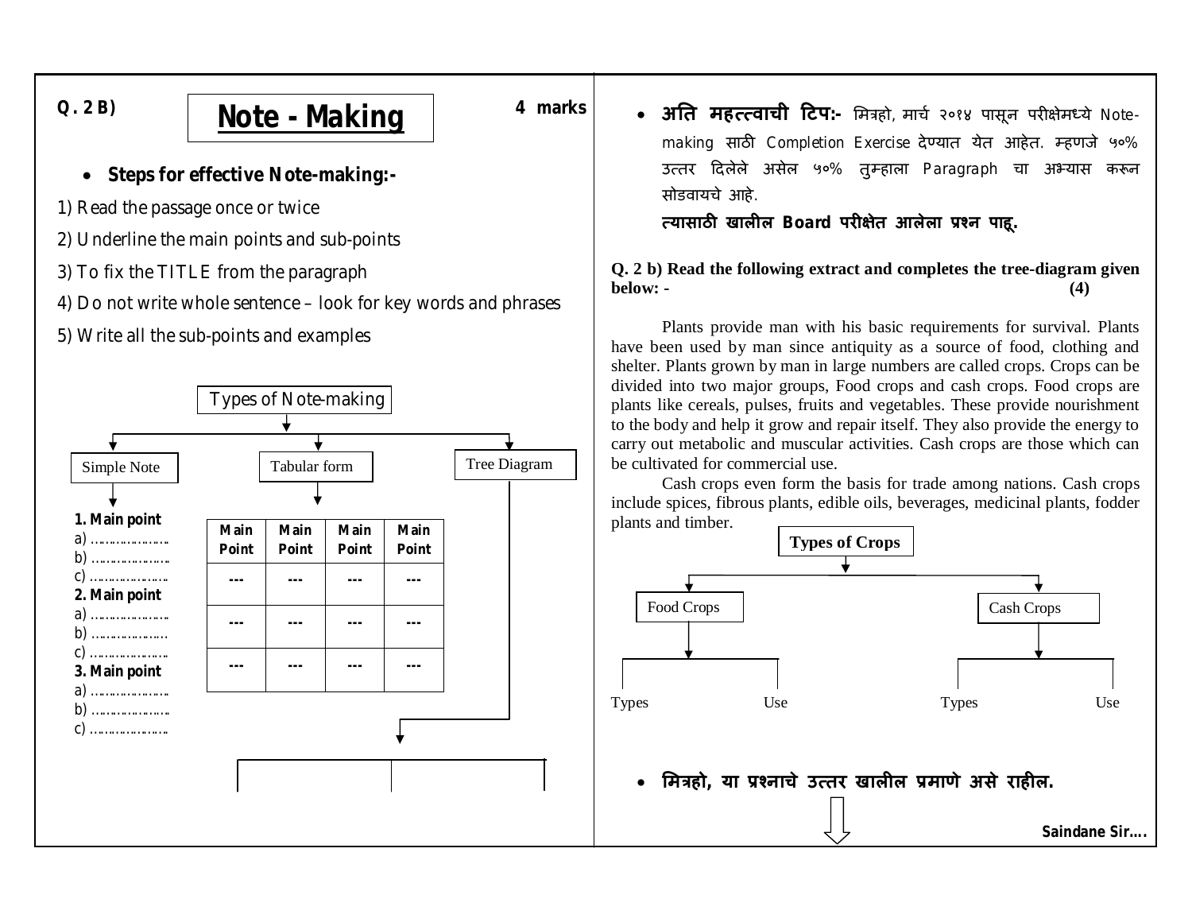**Q. 2 B)**

# Note - Making

**4 marks**

- **Steps for effective Note-making:-**

1) Read the passage once or twice
2) Underline the main points and sub-points
3) To fix the TITLE from the paragraph
4) Do not write whole sentence – look for key words and phrases
5) Write all the sub-points and examples

Types of Note-making

- Simple Note
- Tabular form
- Tree Diagram

**Simple Note:**

**1. Main point**
a) ………………..
b) ………………..
c) ………………..
**2. Main point**
a) ………………..
b) ………………..
c) ………………..
**3. Main point**
a) ………………..
b) ………………..
c) ………………..

**Tabular form:**

| Main Point | Main Point | Main Point | Main Point |
|---|---|---|---|
| --- | --- | --- | --- |
| --- | --- | --- | --- |
| --- | --- | --- | --- |

- **अति महत्त्वाची टिप:-** मित्रहो, मार्च २०१४ पासून परीक्षेमध्ये Note-making साठी Completion Exercise देण्यात येत आहेत. म्हणजे ५०% उत्तर दिलेले असेल ५०% तुम्हाला Paragraph चा अभ्यास करून सोडवायचे आहे.

**त्यासाठी खालील Board परीक्षेत आलेला प्रश्न पाहू.**

**Q. 2 b) Read the following extract and completes the tree-diagram given below: - (4)**

Plants provide man with his basic requirements for survival. Plants have been used by man since antiquity as a source of food, clothing and shelter. Plants grown by man in large numbers are called crops. Crops can be divided into two major groups, Food crops and cash crops. Food crops are plants like cereals, pulses, fruits and vegetables. These provide nourishment to the body and help it grow and repair itself. They also provide the energy to carry out metabolic and muscular activities. Cash crops are those which can be cultivated for commercial use.

Cash crops even form the basis for trade among nations. Cash crops include spices, fibrous plants, edible oils, beverages, medicinal plants, fodder plants and timber.

**Types of Crops**

- Food Crops
  - Types
  - Use
- Cash Crops
  - Types
  - Use

- **मित्रहो, या प्रश्नाचे उत्तर खालील प्रमाणे असे राहील.**

**Saindane Sir….**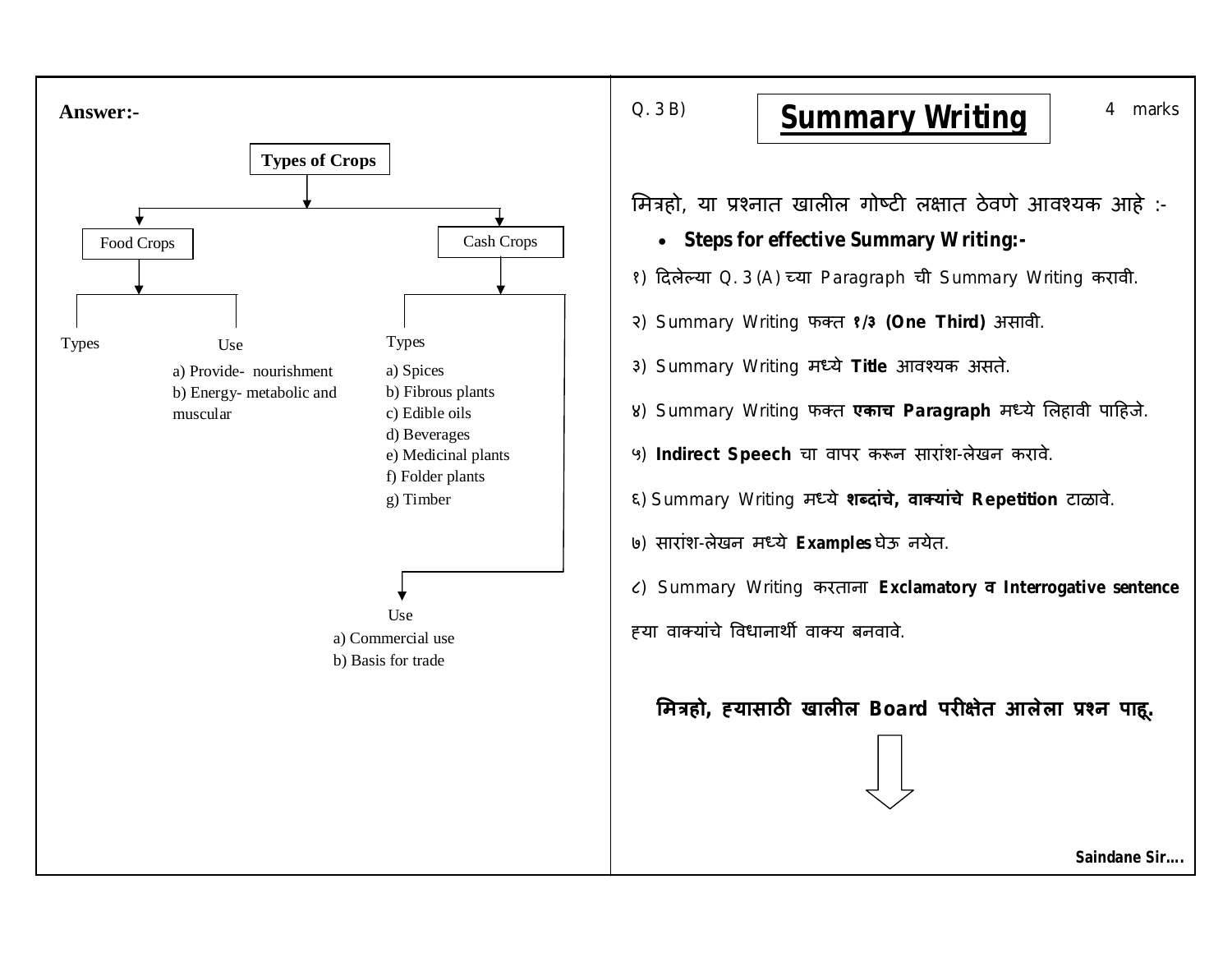**Answer:-**

**Types of Crops**

- Food Crops
  - Types
  - Use
    - a) Provide- nourishment
    - b) Energy- metabolic and muscular
- Cash Crops
  - Types
    - a) Spices
    - b) Fibrous plants
    - c) Edible oils
    - d) Beverages
    - e) Medicinal plants
    - f) Folder plants
    - g) Timber
  - Use
    - a) Commercial use
    - b) Basis for trade

Q. 3 B) **Summary Writing** 4 marks

मित्रहो, या प्रश्नात खालील गोष्टी लक्षात ठेवणे आवश्यक आहे :-

- **Steps for effective Summary Writing:-**

१) दिलेल्या Q. 3 (A) च्या Paragraph ची Summary Writing करावी.

२) Summary Writing फक्त **१/३ (One Third)** असावी.

३) Summary Writing मध्ये **Title** आवश्यक असते.

४) Summary Writing फक्त **एकाच Paragraph** मध्ये लिहावी पाहिजे.

५) **Indirect Speech** चा वापर करून सारांश-लेखन करावे.

६) Summary Writing मध्ये **शब्दांचे, वाक्यांचे Repetition** टाळावे.

७) सारांश-लेखन मध्ये **Examples** घेऊ नयेत.

८) Summary Writing करताना **Exclamatory व Interrogative sentence** ह्या वाक्यांचे विधानार्थी वाक्य बनवावे.

**मित्रहो, ह्यासाठी खालील Board परीक्षेत आलेला प्रश्न पाहू.**

**Saindane Sir....**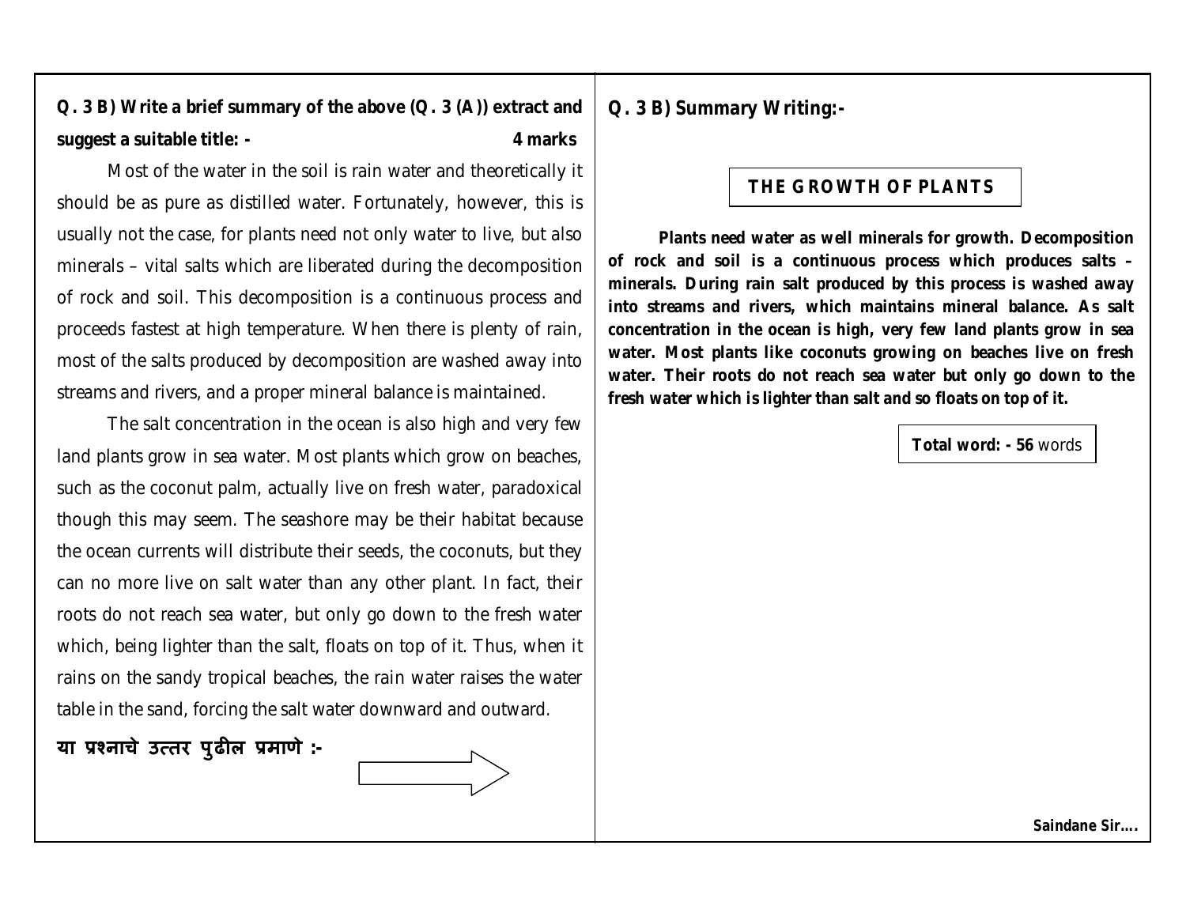**Q. 3 B) Write a brief summary of the above (Q. 3 (A)) extract and suggest a suitable title: -** **4 marks**

Most of the water in the soil is rain water and theoretically it should be as pure as distilled water. Fortunately, however, this is usually not the case, for plants need not only water to live, but also minerals – vital salts which are liberated during the decomposition of rock and soil. This decomposition is a continuous process and proceeds fastest at high temperature. When there is plenty of rain, most of the salts produced by decomposition are washed away into streams and rivers, and a proper mineral balance is maintained.

The salt concentration in the ocean is also high and very few land plants grow in sea water. Most plants which grow on beaches, such as the coconut palm, actually live on fresh water, paradoxical though this may seem. The seashore may be their habitat because the ocean currents will distribute their seeds, the coconuts, but they can no more live on salt water than any other plant. In fact, their roots do not reach sea water, but only go down to the fresh water which, being lighter than the salt, floats on top of it. Thus, when it rains on the sandy tropical beaches, the rain water raises the water table in the sand, forcing the salt water downward and outward.

**या प्रश्नाचे उत्तर पुढील प्रमाणे :-**

**Q. 3 B) Summary Writing:-**

**THE GROWTH OF PLANTS**

**Plants need water as well minerals for growth. Decomposition of rock and soil is a continuous process which produces salts – minerals. During rain salt produced by this process is washed away into streams and rivers, which maintains mineral balance. As salt concentration in the ocean is high, very few land plants grow in sea water. Most plants like coconuts growing on beaches live on fresh water. Their roots do not reach sea water but only go down to the fresh water which is lighter than salt and so floats on top of it.**

**Total word: - 56** words

**Saindane Sir….**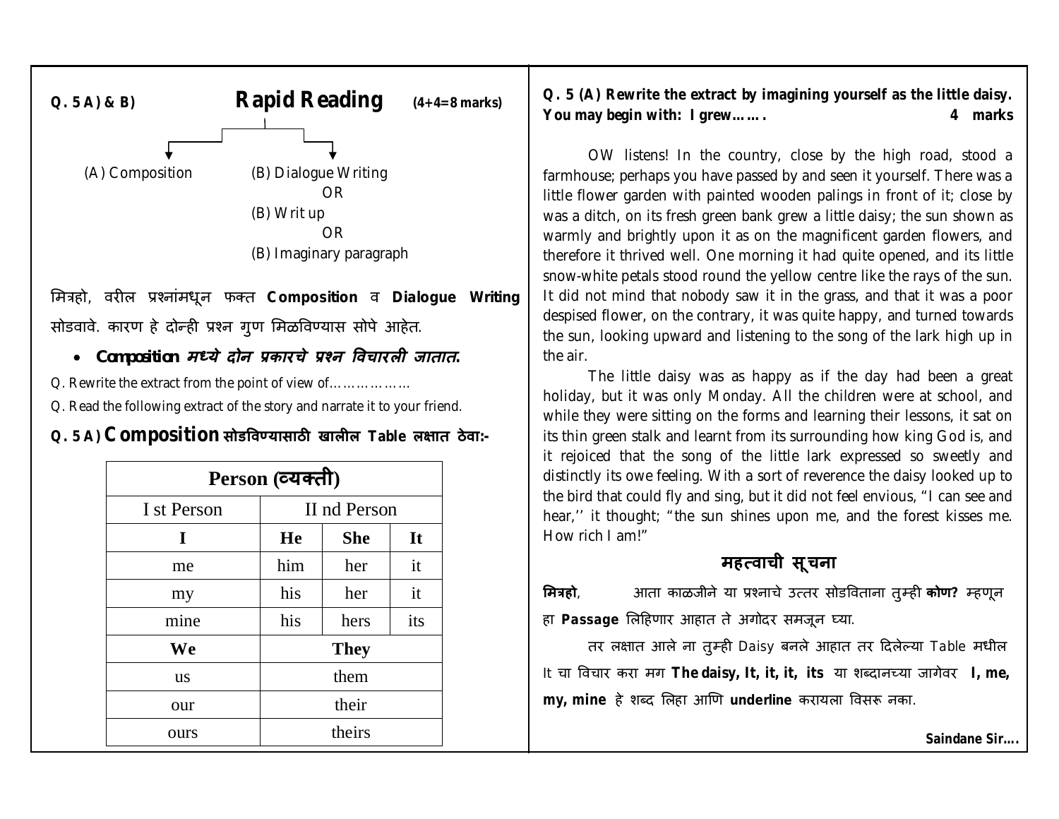**Q. 5 A) & B)** **Rapid Reading** **(4+4=8 marks)**

- (A) Composition
- (B) Dialogue Writing
  OR
  (B) Writ up
  OR
  (B) Imaginary paragraph

मित्रहो, वरील प्रश्नांमधून फक्त **Composition** व **Dialogue Writing** सोडवावे. कारण हे दोन्ही प्रश्न गुण मिळविण्यास सोपे आहेत.

- ***Composition मध्ये दोन प्रकारचे प्रश्न विचारली जातात.***

Q. Rewrite the extract from the point of view of………………

Q. Read the following extract of the story and narrate it to your friend.

**Q. 5 A) Composition सोडविण्यासाठी खालील Table लक्षात ठेवा:-**

| Person (व्यक्ती) | | | |
|---|---|---|---|
| I st Person | II nd Person | | |
| **I** | **He** | **She** | **It** |
| me | him | her | it |
| my | his | her | it |
| mine | his | hers | its |
| **We** | **They** | | |
| us | them | | |
| our | their | | |
| ours | theirs | | |

**Q. 5 (A) Rewrite the extract by imagining yourself as the little daisy. You may begin with: I grew……. 4 marks**

OW listens! In the country, close by the high road, stood a farmhouse; perhaps you have passed by and seen it yourself. There was a little flower garden with painted wooden palings in front of it; close by was a ditch, on its fresh green bank grew a little daisy; the sun shown as warmly and brightly upon it as on the magnificent garden flowers, and therefore it thrived well. One morning it had quite opened, and its little snow-white petals stood round the yellow centre like the rays of the sun. It did not mind that nobody saw it in the grass, and that it was a poor despised flower, on the contrary, it was quite happy, and turned towards the sun, looking upward and listening to the song of the lark high up in the air.

The little daisy was as happy as if the day had been a great holiday, but it was only Monday. All the children were at school, and while they were sitting on the forms and learning their lessons, it sat on its thin green stalk and learnt from its surrounding how king God is, and it rejoiced that the song of the little lark expressed so sweetly and distinctly its owe feeling. With a sort of reverence the daisy looked up to the bird that could fly and sing, but it did not feel envious, "I can see and hear,'' it thought; "the sun shines upon me, and the forest kisses me. How rich I am!"

## महत्वाची सूचना

**मित्रहो**, आता काळजीने या प्रश्नाचे उत्तर सोडविताना तुम्ही **कोण?** म्हणून हा **Passage** लिहिणार आहात ते अगोदर समजून घ्या.

तर लक्षात आले ना तुम्ही Daisy बनले आहात तर दिलेल्या Table मधील It चा विचार करा मग **The daisy, It, it, it, its** या शब्दानच्या जागेवर **I, me, my, mine** हे शब्द लिहा आणि **underline** करायला विसरू नका.

**Saindane Sir….**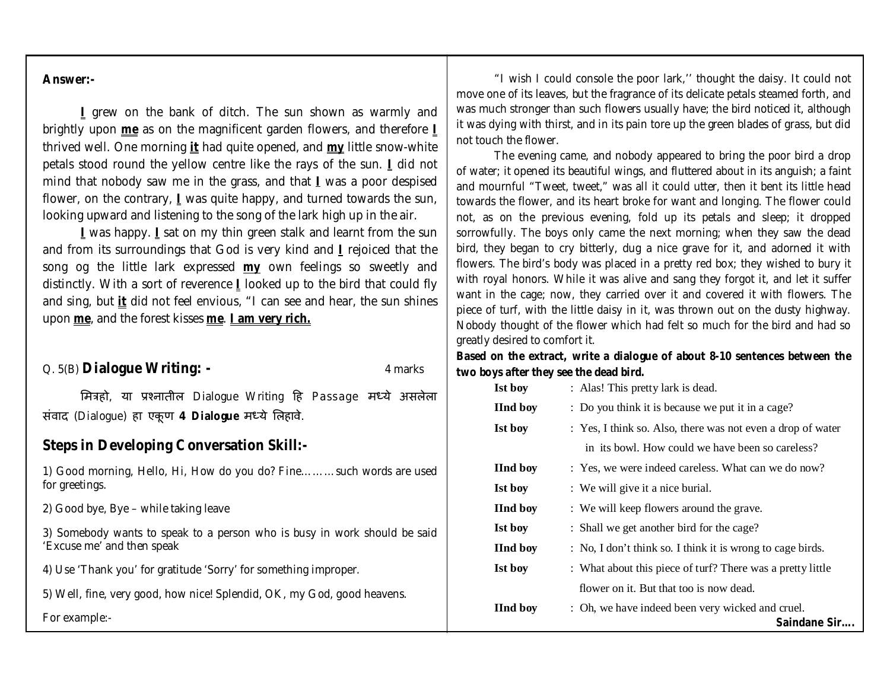**Answer:-**

**I** grew on the bank of ditch. The sun shown as warmly and brightly upon **me** as on the magnificent garden flowers, and therefore **I** thrived well. One morning **it** had quite opened, and **my** little snow-white petals stood round the yellow centre like the rays of the sun. **I** did not mind that nobody saw me in the grass, and that **I** was a poor despised flower, on the contrary, **I** was quite happy, and turned towards the sun, looking upward and listening to the song of the lark high up in the air.

**I** was happy. **I** sat on my thin green stalk and learnt from the sun and from its surroundings that God is very kind and **I** rejoiced that the song og the little lark expressed **my** own feelings so sweetly and distinctly. With a sort of reverence **I** looked up to the bird that could fly and sing, but **it** did not feel envious, "I can see and hear, the sun shines upon **me**, and the forest kisses **me**. **I am very rich.**

Q. 5(B) **Dialogue Writing: -** 4 marks

मित्रहो, या प्रश्नातील Dialogue Writing हि Passage मध्ये असलेला संवाद (Dialogue) हा एकूण **4 Dialogue** मध्ये लिहावे.

## Steps in Developing Conversation Skill:-

1) Good morning, Hello, Hi, How do you do? Fine……… such words are used for greetings.

2) Good bye, Bye – while taking leave

3) Somebody wants to speak to a person who is busy in work should be said 'Excuse me' and then speak

4) Use 'Thank you' for gratitude 'Sorry' for something improper.

5) Well, fine, very good, how nice! Splendid, OK, my God, good heavens.

For example:-

"I wish I could console the poor lark,'' thought the daisy. It could not move one of its leaves, but the fragrance of its delicate petals steamed forth, and was much stronger than such flowers usually have; the bird noticed it, although it was dying with thirst, and in its pain tore up the green blades of grass, but did not touch the flower.

The evening came, and nobody appeared to bring the poor bird a drop of water; it opened its beautiful wings, and fluttered about in its anguish; a faint and mournful "Tweet, tweet," was all it could utter, then it bent its little head towards the flower, and its heart broke for want and longing. The flower could not, as on the previous evening, fold up its petals and sleep; it dropped sorrowfully. The boys only came the next morning; when they saw the dead bird, they began to cry bitterly, dug a nice grave for it, and adorned it with flowers. The bird's body was placed in a pretty red box; they wished to bury it with royal honors. While it was alive and sang they forgot it, and let it suffer want in the cage; now, they carried over it and covered it with flowers. The piece of turf, with the little daisy in it, was thrown out on the dusty highway. Nobody thought of the flower which had felt so much for the bird and had so greatly desired to comfort it.

**Based on the extract, write a dialogue of about 8-10 sentences between the two boys after they see the dead bird.**

**Ist boy** : Alas! This pretty lark is dead.

**IInd boy** : Do you think it is because we put it in a cage?

**Ist boy** : Yes, I think so. Also, there was not even a drop of water in its bowl. How could we have been so careless?

**IInd boy** : Yes, we were indeed careless. What can we do now?

**Ist boy** : We will give it a nice burial.

**IInd boy** : We will keep flowers around the grave.

**Ist boy** : Shall we get another bird for the cage?

**IInd boy** : No, I don't think so. I think it is wrong to cage birds.

**Ist boy** : What about this piece of turf? There was a pretty little flower on it. But that too is now dead.

**IInd boy** : Oh, we have indeed been very wicked and cruel.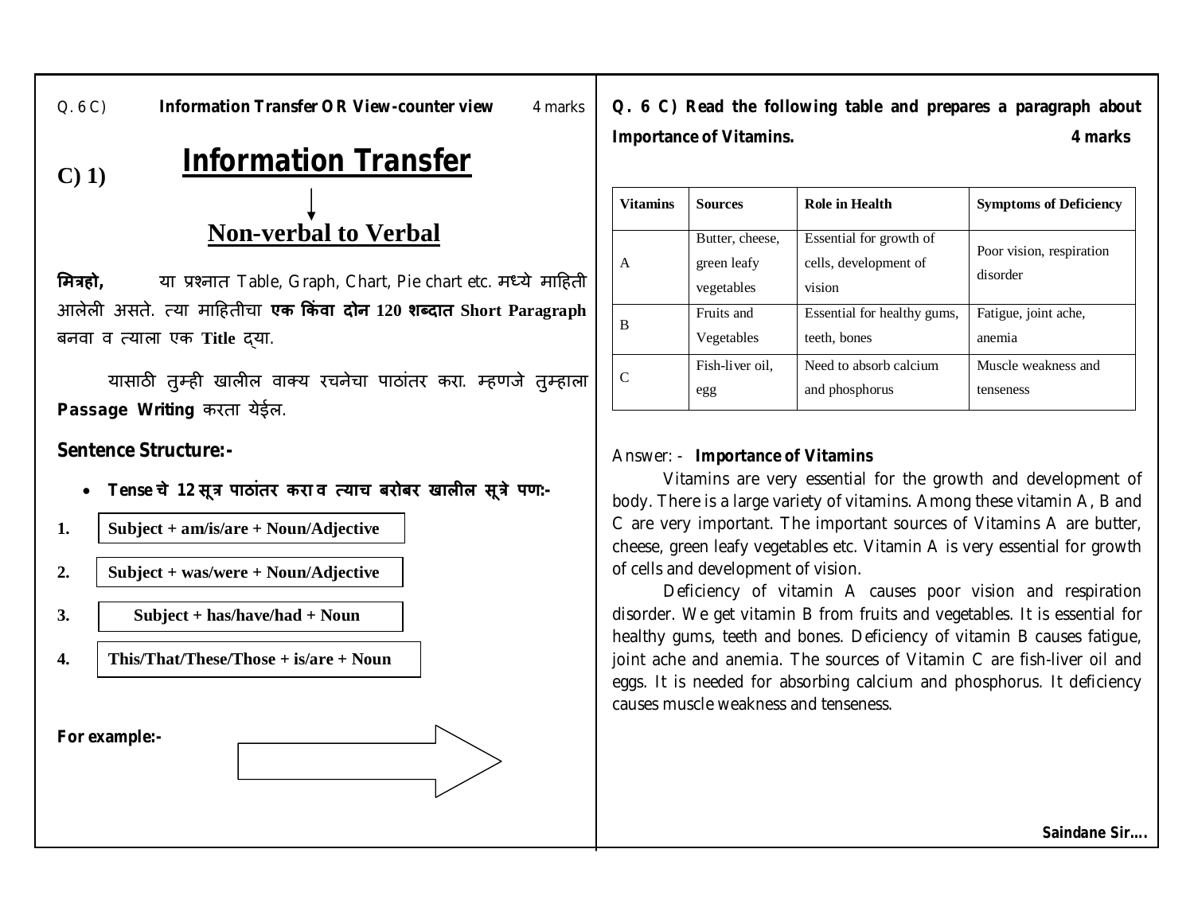Q. 6 C) **Information Transfer OR View-counter view** 4 marks

**C) 1)**

# Information Transfer

↓

## Non-verbal to Verbal

**मित्रहो,** या प्रश्नात Table, Graph, Chart, Pie chart etc. मध्ये माहिती आलेली असते. त्या माहितीचा **एक किंवा दोन 120 शब्दात Short Paragraph** बनवा व त्याला एक **Title** द्या.

यासाठी तुम्ही खालील वाक्य रचनेचा पाठांतर करा. म्हणजे तुम्हाला **Passage Writing** करता येईल.

**Sentence Structure:-**

- **Tense चे 12 सूत्र पाठांतर करा व त्याच बरोबर खालील सूत्रे पण:-**

1. **Subject + am/is/are + Noun/Adjective**
2. **Subject + was/were + Noun/Adjective**
3. **Subject + has/have/had + Noun**
4. **This/That/These/Those + is/are + Noun**

**For example:-** →

**Q. 6 C) Read the following table and prepares a paragraph about Importance of Vitamins.** **4 marks**

| Vitamins | Sources | Role in Health | Symptoms of Deficiency |
|---|---|---|---|
| A | Butter, cheese, green leafy vegetables | Essential for growth of cells, development of vision | Poor vision, respiration disorder |
| B | Fruits and Vegetables | Essential for healthy gums, teeth, bones | Fatigue, joint ache, anemia |
| C | Fish-liver oil, egg | Need to absorb calcium and phosphorus | Muscle weakness and tenseness |

Answer: - **Importance of Vitamins**

Vitamins are very essential for the growth and development of body. There is a large variety of vitamins. Among these vitamin A, B and C are very important. The important sources of Vitamins A are butter, cheese, green leafy vegetables etc. Vitamin A is very essential for growth of cells and development of vision.

Deficiency of vitamin A causes poor vision and respiration disorder. We get vitamin B from fruits and vegetables. It is essential for healthy gums, teeth and bones. Deficiency of vitamin B causes fatigue, joint ache and anemia. The sources of Vitamin C are fish-liver oil and eggs. It is needed for absorbing calcium and phosphorus. It deficiency causes muscle weakness and tenseness.

**Saindane Sir….**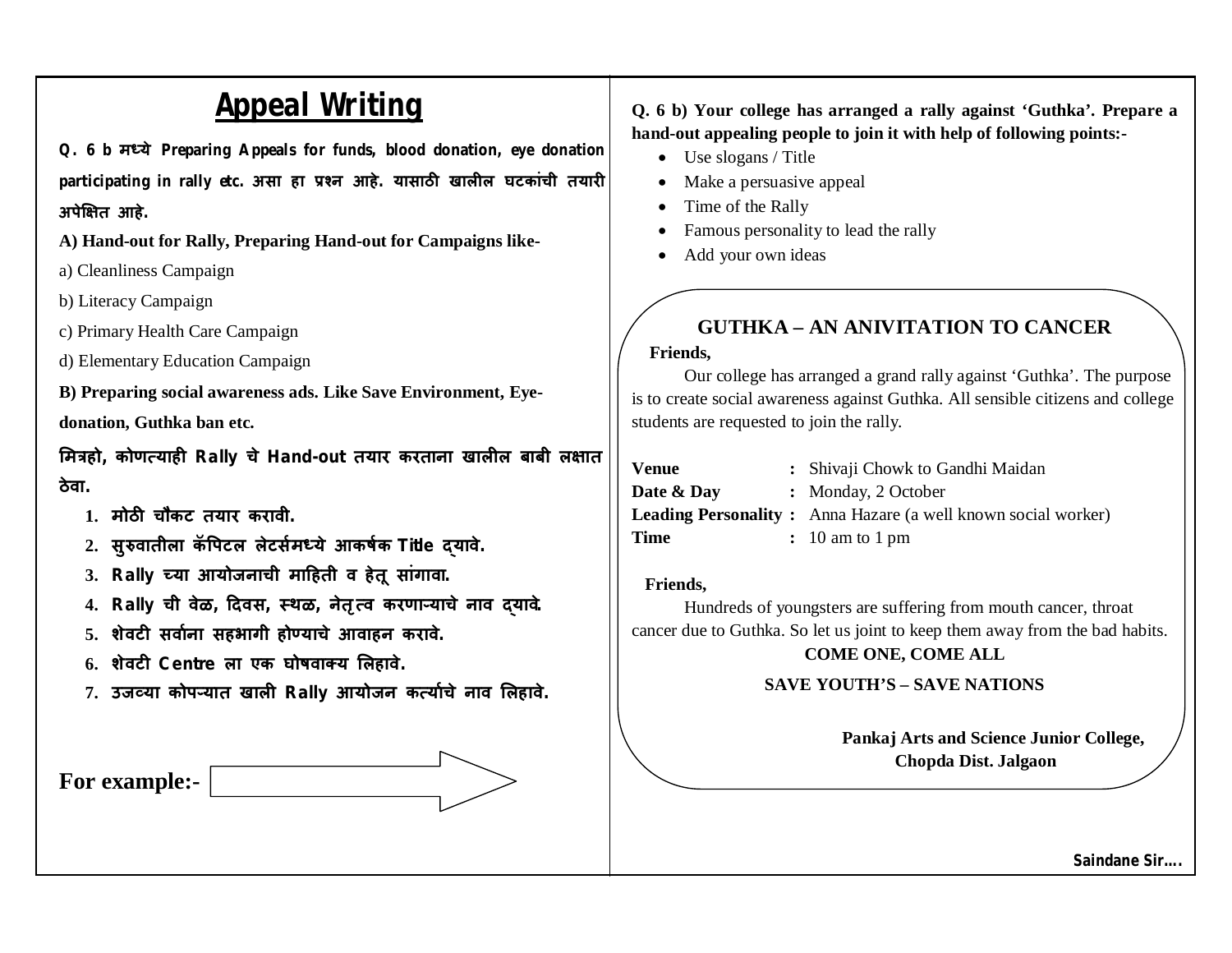# Appeal Writing

**Q. 6 b मध्ये Preparing Appeals for funds, blood donation, eye donation participating in rally etc. असा हा प्रश्न आहे. यासाठी खालील घटकांची तयारी अपेक्षित आहे.**

**A) Hand-out for Rally, Preparing Hand-out for Campaigns like-**

a) Cleanliness Campaign

b) Literacy Campaign

c) Primary Health Care Campaign

d) Elementary Education Campaign

**B) Preparing social awareness ads. Like Save Environment, Eye-donation, Guthka ban etc.**

**मित्रहो, कोणत्याही Rally चे Hand-out तयार करताना खालील बाबी लक्षात ठेवा.**

1. **मोठी चौकट तयार करावी.**
2. **सुरुवातीला कॅपिटल लेटर्समध्ये आकर्षक Title द्यावे.**
3. **Rally च्या आयोजनाची माहिती व हेतू सांगावा.**
4. **Rally ची वेळ, दिवस, स्थळ, नेतृत्व करणाऱ्याचे नाव द्यावे.**
5. **शेवटी सर्वांना सहभागी होण्याचे आवाहन करावे.**
6. **शेवटी Centre ला एक घोषवाक्य लिहावे.**
7. **उजव्या कोपऱ्यात खाली Rally आयोजन कर्त्याचे नाव लिहावे.**

**For example:-** →

**Q. 6 b) Your college has arranged a rally against 'Guthka'. Prepare a hand-out appealing people to join it with help of following points:-**

- Use slogans / Title
- Make a persuasive appeal
- Time of the Rally
- Famous personality to lead the rally
- Add your own ideas

**GUTHKA – AN ANIVITATION TO CANCER**

**Friends,**

Our college has arranged a grand rally against 'Guthka'. The purpose is to create social awareness against Guthka. All sensible citizens and college students are requested to join the rally.

| | | |
|---|---|---|
| **Venue** | **:** | Shivaji Chowk to Gandhi Maidan |
| **Date & Day** | **:** | Monday, 2 October |
| **Leading Personality** | **:** | Anna Hazare (a well known social worker) |
| **Time** | **:** | 10 am to 1 pm |

**Friends,**

Hundreds of youngsters are suffering from mouth cancer, throat cancer due to Guthka. So let us joint to keep them away from the bad habits.

**COME ONE, COME ALL**

**SAVE YOUTH'S – SAVE NATIONS**

**Pankaj Arts and Science Junior College,**
**Chopda Dist. Jalgaon**

**Saindane Sir....**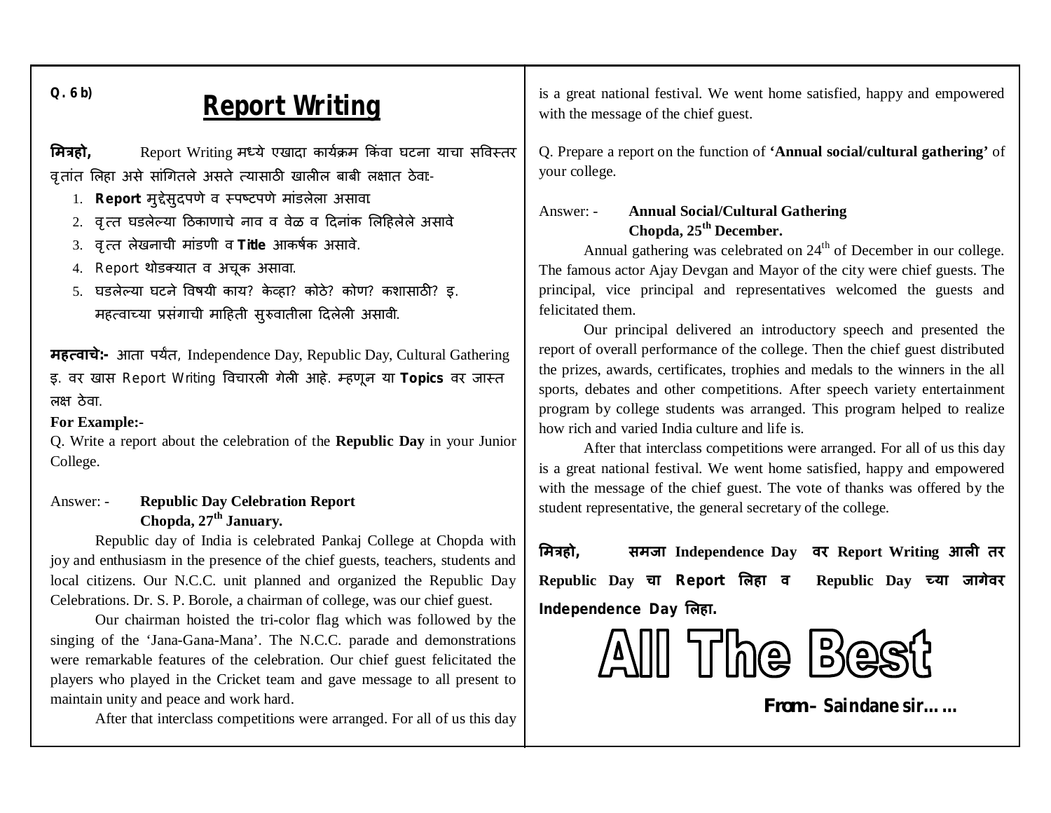**Q. 6 b)**

# Report Writing

**मित्रहो,** Report Writing मध्ये एखादा कार्यक्रम किंवा घटना याचा सविस्तर वृतांत लिहा असे सांगितले असते त्यासाठी खालील बाबी लक्षात ठेवा:-

1. **Report** मुद्देसुदपणे व स्पष्टपणे मांडलेला असावा
2. वृत्त घडलेल्या ठिकाणाचे नाव व वेळ व दिनांक लिहिलेले असावे
3. वृत्त लेखनाची मांडणी व **Title** आकर्षक असावे.
4. Report थोडक्यात व अचूक असावा.
5. घडलेल्या घटने विषयी काय? केव्हा? कोठे? कोण? कशासाठी? इ. महत्वाच्या प्रसंगाची माहिती सुरुवातीला दिलेली असावी.

**महत्वाचे:-** आता पर्यंत, Independence Day, Republic Day, Cultural Gathering इ. वर खास Report Writing विचारली गेली आहे. म्हणून या **Topics** वर जास्त लक्ष ठेवा.

**For Example:-**

Q. Write a report about the celebration of the **Republic Day** in your Junior College.

Answer: - **Republic Day Celebration Report**
**Chopda, 27th January.**

Republic day of India is celebrated Pankaj College at Chopda with joy and enthusiasm in the presence of the chief guests, teachers, students and local citizens. Our N.C.C. unit planned and organized the Republic Day Celebrations. Dr. S. P. Borole, a chairman of college, was our chief guest.

Our chairman hoisted the tri-color flag which was followed by the singing of the 'Jana-Gana-Mana'. The N.C.C. parade and demonstrations were remarkable features of the celebration. Our chief guest felicitated the players who played in the Cricket team and gave message to all present to maintain unity and peace and work hard.

After that interclass competitions were arranged. For all of us this day is a great national festival. We went home satisfied, happy and empowered with the message of the chief guest.

Q. Prepare a report on the function of **'Annual social/cultural gathering'** of your college.

Answer: - **Annual Social/Cultural Gathering**
**Chopda, 25th December.**

Annual gathering was celebrated on 24th of December in our college. The famous actor Ajay Devgan and Mayor of the city were chief guests. The principal, vice principal and representatives welcomed the guests and felicitated them.

Our principal delivered an introductory speech and presented the report of overall performance of the college. Then the chief guest distributed the prizes, awards, certificates, trophies and medals to the winners in the all sports, debates and other competitions. After speech variety entertainment program by college students was arranged. This program helped to realize how rich and varied India culture and life is.

After that interclass competitions were arranged. For all of us this day is a great national festival. We went home satisfied, happy and empowered with the message of the chief guest. The vote of thanks was offered by the student representative, the general secretary of the college.

**मित्रहो, समजा Independence Day वर Report Writing आली तर Republic Day चा Report लिहा व Republic Day च्या जागेवर Independence Day लिहा.**

# All The Best

**From - Saindane sir……**